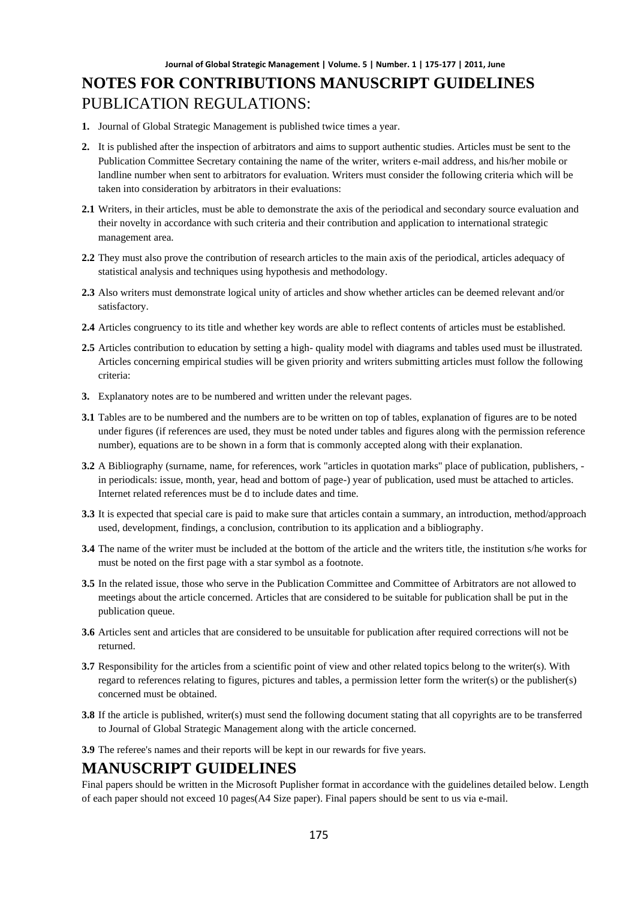# NOTES FOR CONTRIBUTIONS MANUSCRIPT GUIDELINES

PUBLICATION REGULATIONS:

**1.** Journal of Global Strategic Management is published twice times a year.

**2.** It is published after the inspection of arbitrators and aims to support authentic studies. Articles must be sent to the Publication Committee Secretary containing the name of the writer, writers e-mail address, and his/her mobile or landline number when sent to arbitrators for evaluation. Writers must consider the following criteria which will be taken into consideration by arbitrators in their evaluations:

**2.1** Writers, in their articles, must be able to demonstrate the axis of the periodical and secondary source evaluation and their novelty in accordance with such criteria and their contribution and application to international strategic management area.

**2.2** They must also prove the contribution of research articles to the main axis of the periodical, articles adequacy of statistical analysis and techniques using hypothesis and methodology.

**2.3** Also writers must demonstrate logical unity of articles and show whether articles can be deemed relevant and/or satisfactory.

**2.4** Articles congruency to its title and whether key words are able to reflect contents of articles must be established.

**2.5** Articles contribution to education by setting a high- quality model with diagrams and tables used must be illustrated. Articles concerning empirical studies will be given priority and writers submitting articles must follow the following criteria:

**3.** Explanatory notes are to be numbered and written under the relevant pages.

**3.1** Tables are to be numbered and the numbers are to be written on top of tables, explanation of figures are to be noted under figures (if references are used, they must be noted under tables and figures along with the permission reference number), equations are to be shown in a form that is commonly accepted along with their explanation.

**3.2** A Bibliography (surname, name, for references, work "articles in quotation marks" place of publication, publishers, -in periodicals: issue, month, year, head and bottom of page-) year of publication, used must be attached to articles. Internet related references must be d to include dates and time.

**3.3** It is expected that special care is paid to make sure that articles contain a summary, an introduction, method/approach used, development, findings, a conclusion, contribution to its application and a bibliography.

**3.4** The name of the writer must be included at the bottom of the article and the writers title, the institution s/he works for must be noted on the first page with a star symbol as a footnote.

**3.5** In the related issue, those who serve in the Publication Committee and Committee of Arbitrators are not allowed to meetings about the article concerned. Articles that are considered to be suitable for publication shall be put in the publication queue.

**3.6** Articles sent and articles that are considered to be unsuitable for publication after required corrections will not be returned.

**3.7** Responsibility for the articles from a scientific point of view and other related topics belong to the writer(s). With regard to references relating to figures, pictures and tables, a permission letter form the writer(s) or the publisher(s) concerned must be obtained.

**3.8** If the article is published, writer(s) must send the following document stating that all copyrights are to be transferred to Journal of Global Strategic Management along with the article concerned.

**3.9** The referee's names and their reports will be kept in our rewards for five years.

# MANUSCRIPT GUIDELINES

Final papers should be written in the Microsoft Puplisher format in accordance with the guidelines detailed below. Length of each paper should not exceed 10 pages(A4 Size paper). Final papers should be sent to us via e-mail.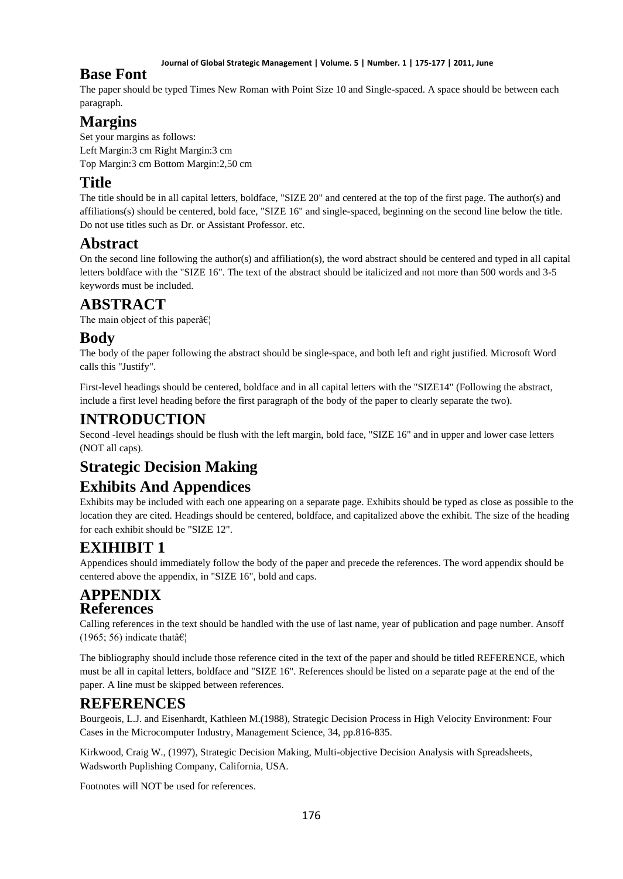## Base Font

The paper should be typed Times New Roman with Point Size 10 and Single-spaced. A space should be between each paragraph.

## Margins

Set your margins as follows:
Left Margin:3 cm Right Margin:3 cm
Top Margin:3 cm Bottom Margin:2,50 cm

## Title

The title should be in all capital letters, boldface, "SIZE 20" and centered at the top of the first page. The author(s) and affiliations(s) should be centered, bold face, "SIZE 16" and single-spaced, beginning on the second line below the title. Do not use titles such as Dr. or Assistant Professor. etc.

## Abstract

On the second line following the author(s) and affiliation(s), the word abstract should be centered and typed in all capital letters boldface with the "SIZE 16". The text of the abstract should be italicized and not more than 500 words and 3-5 keywords must be included.

## ABSTRACT

The main object of this paperâ€¦

## Body

The body of the paper following the abstract should be single-space, and both left and right justified. Microsoft Word calls this "Justify".

First-level headings should be centered, boldface and in all capital letters with the "SIZE14" (Following the abstract, include a first level heading before the first paragraph of the body of the paper to clearly separate the two).

## INTRODUCTION

Second -level headings should be flush with the left margin, bold face, "SIZE 16" and in upper and lower case letters (NOT all caps).

## Strategic Decision Making

## Exhibits And Appendices

Exhibits may be included with each one appearing on a separate page. Exhibits should be typed as close as possible to the location they are cited. Headings should be centered, boldface, and capitalized above the exhibit. The size of the heading for each exhibit should be "SIZE 12".

## EXIHIBIT 1

Appendices should immediately follow the body of the paper and precede the references. The word appendix should be centered above the appendix, in "SIZE 16", bold and caps.

## APPENDIX

## References

Calling references in the text should be handled with the use of last name, year of publication and page number. Ansoff (1965; 56) indicate thatâ€¦

The bibliography should include those reference cited in the text of the paper and should be titled REFERENCE, which must be all in capital letters, boldface and "SIZE 16". References should be listed on a separate page at the end of the paper. A line must be skipped between references.

## REFERENCES

Bourgeois, L.J. and Eisenhardt, Kathleen M.(1988), Strategic Decision Process in High Velocity Environment: Four Cases in the Microcomputer Industry, Management Science, 34, pp.816-835.

Kirkwood, Craig W., (1997), Strategic Decision Making, Multi-objective Decision Analysis with Spreadsheets, Wadsworth Puplishing Company, California, USA.

Footnotes will NOT be used for references.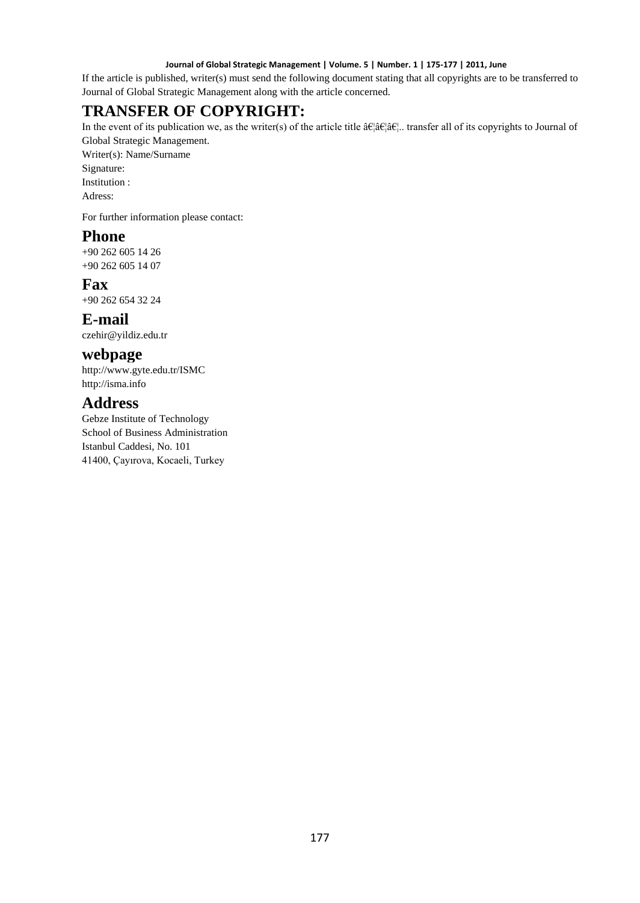If the article is published, writer(s) must send the following document stating that all copyrights are to be transferred to Journal of Global Strategic Management along with the article concerned.

# TRANSFER OF COPYRIGHT:

In the event of its publication we, as the writer(s) of the article title â€¦â€¦.. transfer all of its copyrights to Journal of Global Strategic Management.

Writer(s): Name/Surname

Signature:

Institution :

Adress:

For further information please contact:

## Phone

+90 262 605 14 26

+90 262 605 14 07

## Fax

+90 262 654 32 24

## E-mail

czehir@yildiz.edu.tr

## webpage

http://www.gyte.edu.tr/ISMC

http://isma.info

## Address

Gebze Institute of Technology

School of Business Administration

Istanbul Caddesi, No. 101

41400, Çayırova, Kocaeli, Turkey